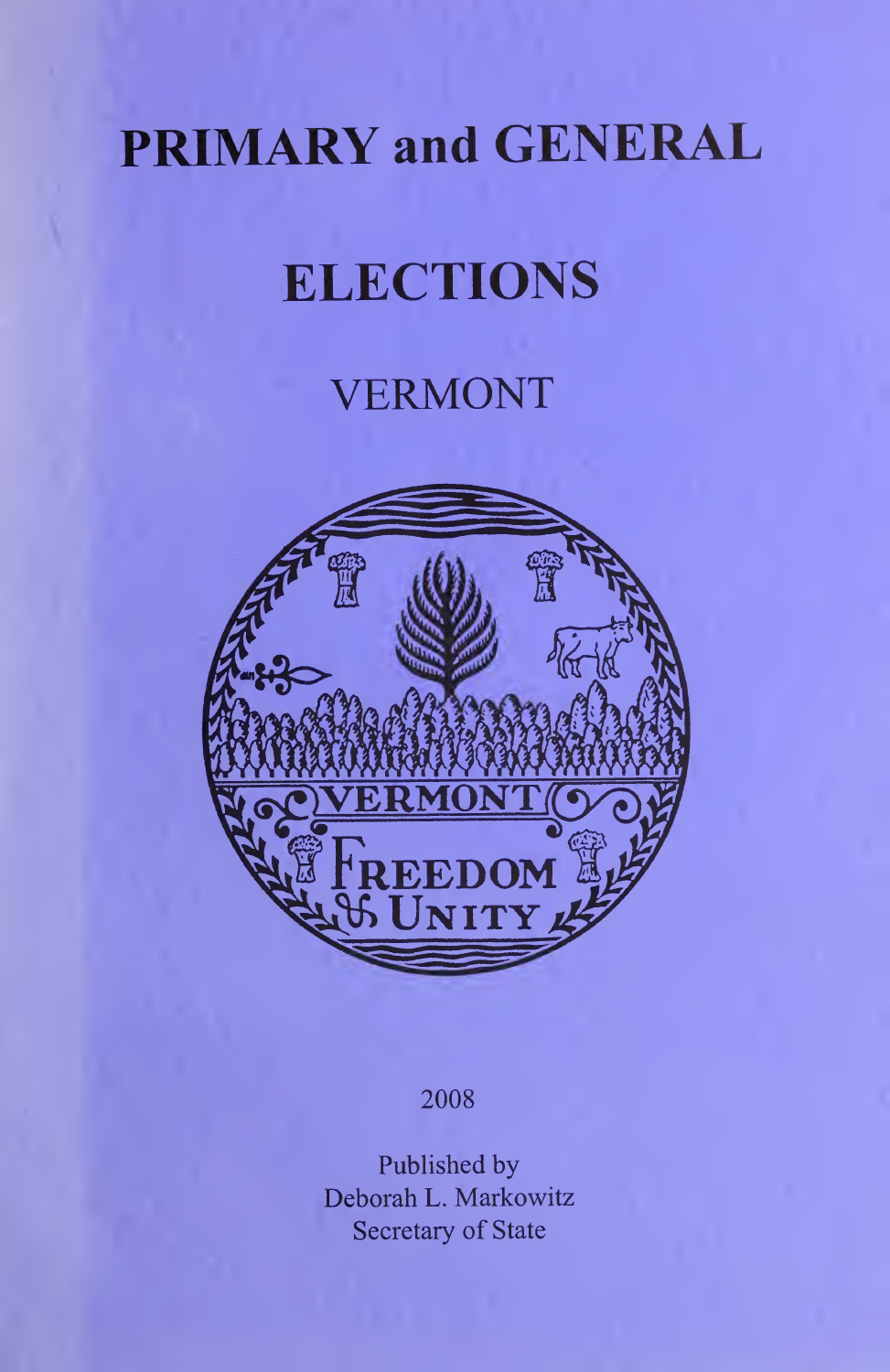# PRIMARY and GENERAL

# ELECTIONS

## VERMONT

2008

Published by
Deborah L. Markowitz
Secretary of State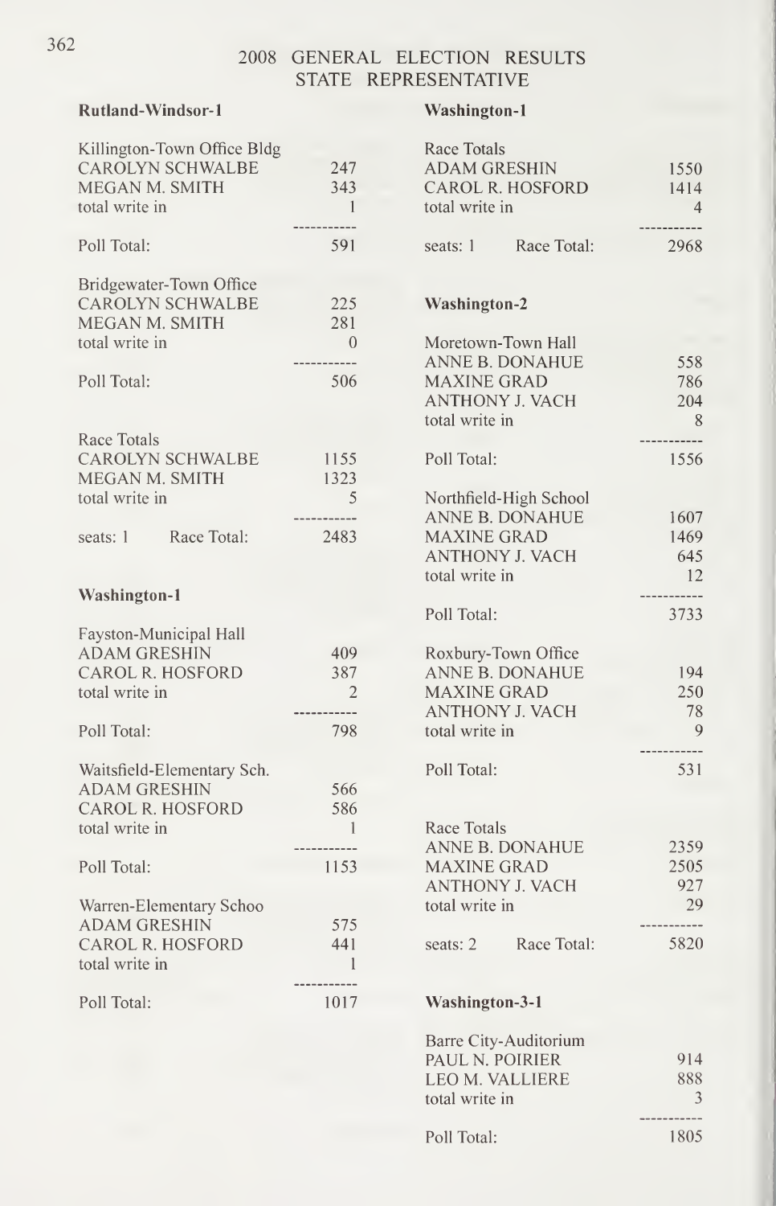# 2008 GENERAL ELECTION RESULTS
## STATE REPRESENTATIVE

### Rutland-Windsor-1

| Killington-Town Office Bldg | |
|---|---|
| CAROLYN SCHWALBE | 247 |
| MEGAN M. SMITH | 343 |
| total write in | 1 |
| Poll Total: | 591 |

| Bridgewater-Town Office | |
|---|---|
| CAROLYN SCHWALBE | 225 |
| MEGAN M. SMITH | 281 |
| total write in | 0 |
| Poll Total: | 506 |

| Race Totals | |
|---|---|
| CAROLYN SCHWALBE | 1155 |
| MEGAN M. SMITH | 1323 |
| total write in | 5 |
| seats: 1 Race Total: | 2483 |

### Washington-1

| Fayston-Municipal Hall | |
|---|---|
| ADAM GRESHIN | 409 |
| CAROL R. HOSFORD | 387 |
| total write in | 2 |
| Poll Total: | 798 |

| Waitsfield-Elementary Sch. | |
|---|---|
| ADAM GRESHIN | 566 |
| CAROL R. HOSFORD | 586 |
| total write in | 1 |
| Poll Total: | 1153 |

| Warren-Elementary Schoo | |
|---|---|
| ADAM GRESHIN | 575 |
| CAROL R. HOSFORD | 441 |
| total write in | 1 |
| Poll Total: | 1017 |

### Washington-1

| Race Totals | |
|---|---|
| ADAM GRESHIN | 1550 |
| CAROL R. HOSFORD | 1414 |
| total write in | 4 |
| seats: 1 Race Total: | 2968 |

### Washington-2

| Moretown-Town Hall | |
|---|---|
| ANNE B. DONAHUE | 558 |
| MAXINE GRAD | 786 |
| ANTHONY J. VACH | 204 |
| total write in | 8 |
| Poll Total: | 1556 |

| Northfield-High School | |
|---|---|
| ANNE B. DONAHUE | 1607 |
| MAXINE GRAD | 1469 |
| ANTHONY J. VACH | 645 |
| total write in | 12 |
| Poll Total: | 3733 |

| Roxbury-Town Office | |
|---|---|
| ANNE B. DONAHUE | 194 |
| MAXINE GRAD | 250 |
| ANTHONY J. VACH | 78 |
| total write in | 9 |
| Poll Total: | 531 |

| Race Totals | |
|---|---|
| ANNE B. DONAHUE | 2359 |
| MAXINE GRAD | 2505 |
| ANTHONY J. VACH | 927 |
| total write in | 29 |
| seats: 2 Race Total: | 5820 |

### Washington-3-1

| Barre City-Auditorium | |
|---|---|
| PAUL N. POIRIER | 914 |
| LEO M. VALLIERE | 888 |
| total write in | 3 |
| Poll Total: | 1805 |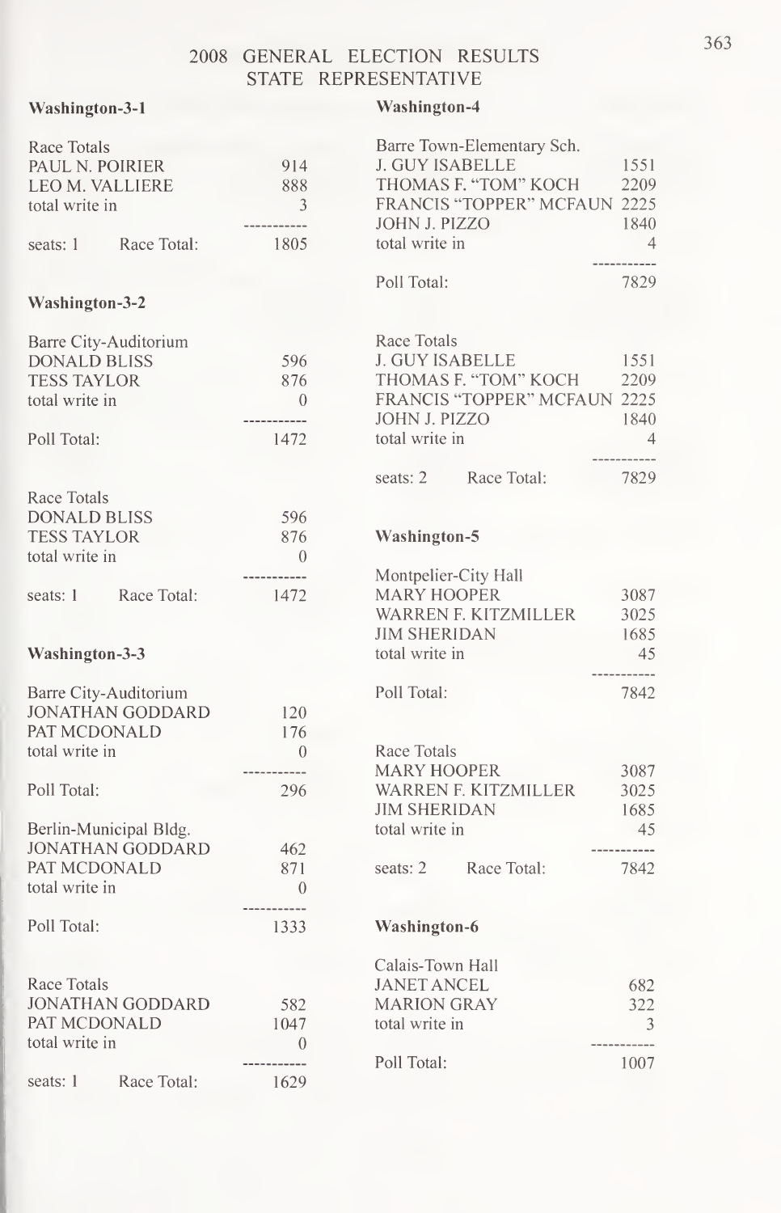# 2008 GENERAL ELECTION RESULTS
## STATE REPRESENTATIVE

### Washington-3-1

| Race Totals | |
|---|---|
| PAUL N. POIRIER | 914 |
| LEO M. VALLIERE | 888 |
| total write in | 3 |
| seats: 1 Race Total: | 1805 |

### Washington-3-2

| Barre City-Auditorium | |
|---|---|
| DONALD BLISS | 596 |
| TESS TAYLOR | 876 |
| total write in | 0 |
| Poll Total: | 1472 |

| Race Totals | |
|---|---|
| DONALD BLISS | 596 |
| TESS TAYLOR | 876 |
| total write in | 0 |
| seats: 1 Race Total: | 1472 |

### Washington-3-3

| Barre City-Auditorium | |
|---|---|
| JONATHAN GODDARD | 120 |
| PAT MCDONALD | 176 |
| total write in | 0 |
| Poll Total: | 296 |

| Berlin-Municipal Bldg. | |
|---|---|
| JONATHAN GODDARD | 462 |
| PAT MCDONALD | 871 |
| total write in | 0 |
| Poll Total: | 1333 |

| Race Totals | |
|---|---|
| JONATHAN GODDARD | 582 |
| PAT MCDONALD | 1047 |
| total write in | 0 |
| seats: 1 Race Total: | 1629 |

### Washington-4

| Barre Town-Elementary Sch. | |
|---|---|
| J. GUY ISABELLE | 1551 |
| THOMAS F. "TOM" KOCH | 2209 |
| FRANCIS "TOPPER" MCFAUN | 2225 |
| JOHN J. PIZZO | 1840 |
| total write in | 4 |
| Poll Total: | 7829 |

| Race Totals | |
|---|---|
| J. GUY ISABELLE | 1551 |
| THOMAS F. "TOM" KOCH | 2209 |
| FRANCIS "TOPPER" MCFAUN | 2225 |
| JOHN J. PIZZO | 1840 |
| total write in | 4 |
| seats: 2 Race Total: | 7829 |

### Washington-5

| Montpelier-City Hall | |
|---|---|
| MARY HOOPER | 3087 |
| WARREN F. KITZMILLER | 3025 |
| JIM SHERIDAN | 1685 |
| total write in | 45 |
| Poll Total: | 7842 |

| Race Totals | |
|---|---|
| MARY HOOPER | 3087 |
| WARREN F. KITZMILLER | 3025 |
| JIM SHERIDAN | 1685 |
| total write in | 45 |
| seats: 2 Race Total: | 7842 |

### Washington-6

| Calais-Town Hall | |
|---|---|
| JANET ANCEL | 682 |
| MARION GRAY | 322 |
| total write in | 3 |
| Poll Total: | 1007 |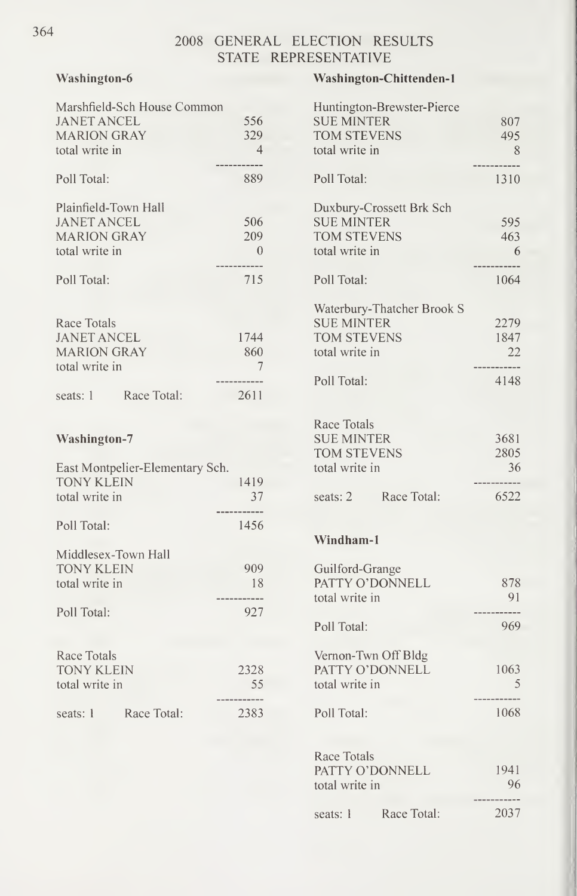# 2008 GENERAL ELECTION RESULTS
## STATE REPRESENTATIVE

### Washington-6

| Marshfield-Sch House Common | |
|---|---|
| JANET ANCEL | 556 |
| MARION GRAY | 329 |
| total write in | 4 |
| Poll Total: | 889 |

| Plainfield-Town Hall | |
|---|---|
| JANET ANCEL | 506 |
| MARION GRAY | 209 |
| total write in | 0 |
| Poll Total: | 715 |

| Race Totals | |
|---|---|
| JANET ANCEL | 1744 |
| MARION GRAY | 860 |
| total write in | 7 |
| seats: 1 Race Total: | 2611 |

### Washington-7

| East Montpelier-Elementary Sch. | |
|---|---|
| TONY KLEIN | 1419 |
| total write in | 37 |
| Poll Total: | 1456 |

| Middlesex-Town Hall | |
|---|---|
| TONY KLEIN | 909 |
| total write in | 18 |
| Poll Total: | 927 |

| Race Totals | |
|---|---|
| TONY KLEIN | 2328 |
| total write in | 55 |
| seats: 1 Race Total: | 2383 |

### Washington-Chittenden-1

| Huntington-Brewster-Pierce | |
|---|---|
| SUE MINTER | 807 |
| TOM STEVENS | 495 |
| total write in | 8 |
| Poll Total: | 1310 |

| Duxbury-Crossett Brk Sch | |
|---|---|
| SUE MINTER | 595 |
| TOM STEVENS | 463 |
| total write in | 6 |
| Poll Total: | 1064 |

| Waterbury-Thatcher Brook S | |
|---|---|
| SUE MINTER | 2279 |
| TOM STEVENS | 1847 |
| total write in | 22 |
| Poll Total: | 4148 |

| Race Totals | |
|---|---|
| SUE MINTER | 3681 |
| TOM STEVENS | 2805 |
| total write in | 36 |
| seats: 2 Race Total: | 6522 |

### Windham-1

| Guilford-Grange | |
|---|---|
| PATTY O'DONNELL | 878 |
| total write in | 91 |
| Poll Total: | 969 |

| Vernon-Twn Off Bldg | |
|---|---|
| PATTY O'DONNELL | 1063 |
| total write in | 5 |
| Poll Total: | 1068 |

| Race Totals | |
|---|---|
| PATTY O'DONNELL | 1941 |
| total write in | 96 |
| seats: 1 Race Total: | 2037 |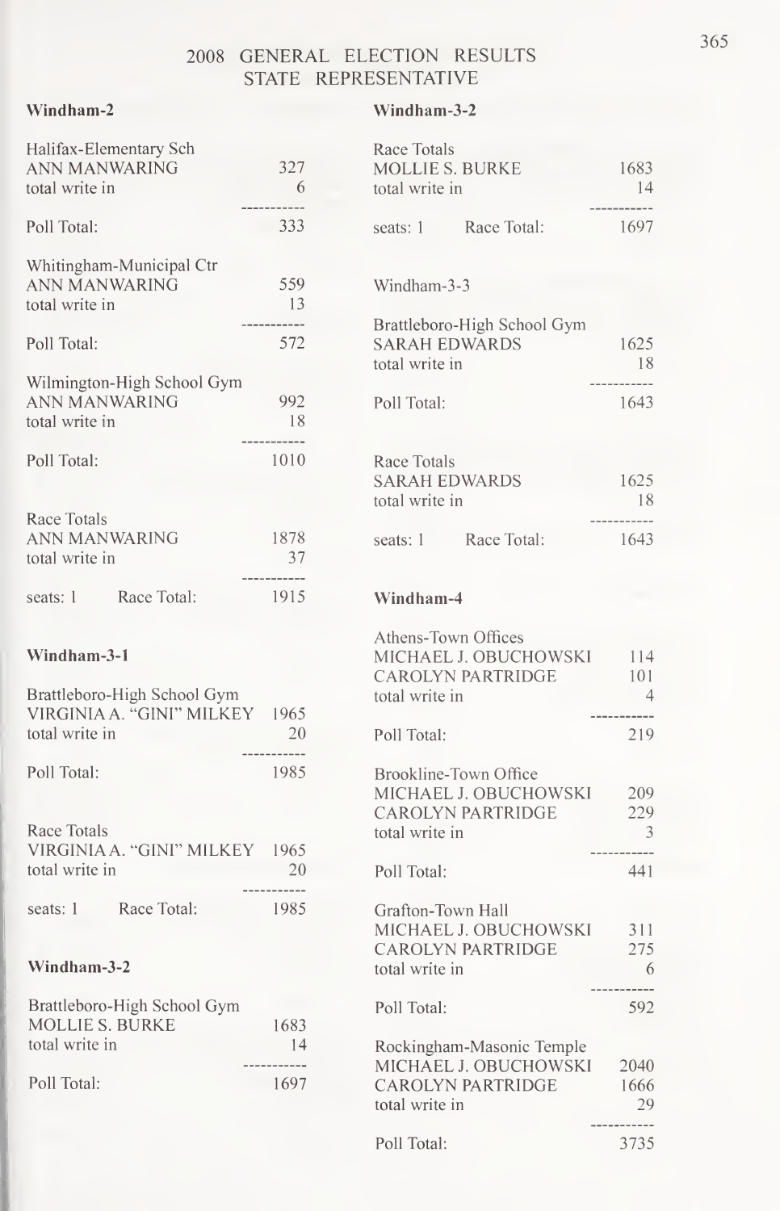# 2008 GENERAL ELECTION RESULTS
## STATE REPRESENTATIVE

### Windham-2

| Halifax-Elementary Sch | |
|---|---|
| ANN MANWARING | 327 |
| total write in | 6 |
| Poll Total: | 333 |

| Whitingham-Municipal Ctr | |
|---|---|
| ANN MANWARING | 559 |
| total write in | 13 |
| Poll Total: | 572 |

| Wilmington-High School Gym | |
|---|---|
| ANN MANWARING | 992 |
| total write in | 18 |
| Poll Total: | 1010 |

| Race Totals | |
|---|---|
| ANN MANWARING | 1878 |
| total write in | 37 |
| seats: 1 Race Total: | 1915 |

### Windham-3-1

| Brattleboro-High School Gym | |
|---|---|
| VIRGINIA A. "GINI" MILKEY | 1965 |
| total write in | 20 |
| Poll Total: | 1985 |

| Race Totals | |
|---|---|
| VIRGINIA A. "GINI" MILKEY | 1965 |
| total write in | 20 |
| seats: 1 Race Total: | 1985 |

### Windham-3-2

| Brattleboro-High School Gym | |
|---|---|
| MOLLIE S. BURKE | 1683 |
| total write in | 14 |
| Poll Total: | 1697 |

| Race Totals | |
|---|---|
| MOLLIE S. BURKE | 1683 |
| total write in | 14 |
| seats: 1 Race Total: | 1697 |

### Windham-3-3

| Brattleboro-High School Gym | |
|---|---|
| SARAH EDWARDS | 1625 |
| total write in | 18 |
| Poll Total: | 1643 |

| Race Totals | |
|---|---|
| SARAH EDWARDS | 1625 |
| total write in | 18 |
| seats: 1 Race Total: | 1643 |

### Windham-4

| Athens-Town Offices | |
|---|---|
| MICHAEL J. OBUCHOWSKI | 114 |
| CAROLYN PARTRIDGE | 101 |
| total write in | 4 |
| Poll Total: | 219 |

| Brookline-Town Office | |
|---|---|
| MICHAEL J. OBUCHOWSKI | 209 |
| CAROLYN PARTRIDGE | 229 |
| total write in | 3 |
| Poll Total: | 441 |

| Grafton-Town Hall | |
|---|---|
| MICHAEL J. OBUCHOWSKI | 311 |
| CAROLYN PARTRIDGE | 275 |
| total write in | 6 |
| Poll Total: | 592 |

| Rockingham-Masonic Temple | |
|---|---|
| MICHAEL J. OBUCHOWSKI | 2040 |
| CAROLYN PARTRIDGE | 1666 |
| total write in | 29 |
| Poll Total: | 3735 |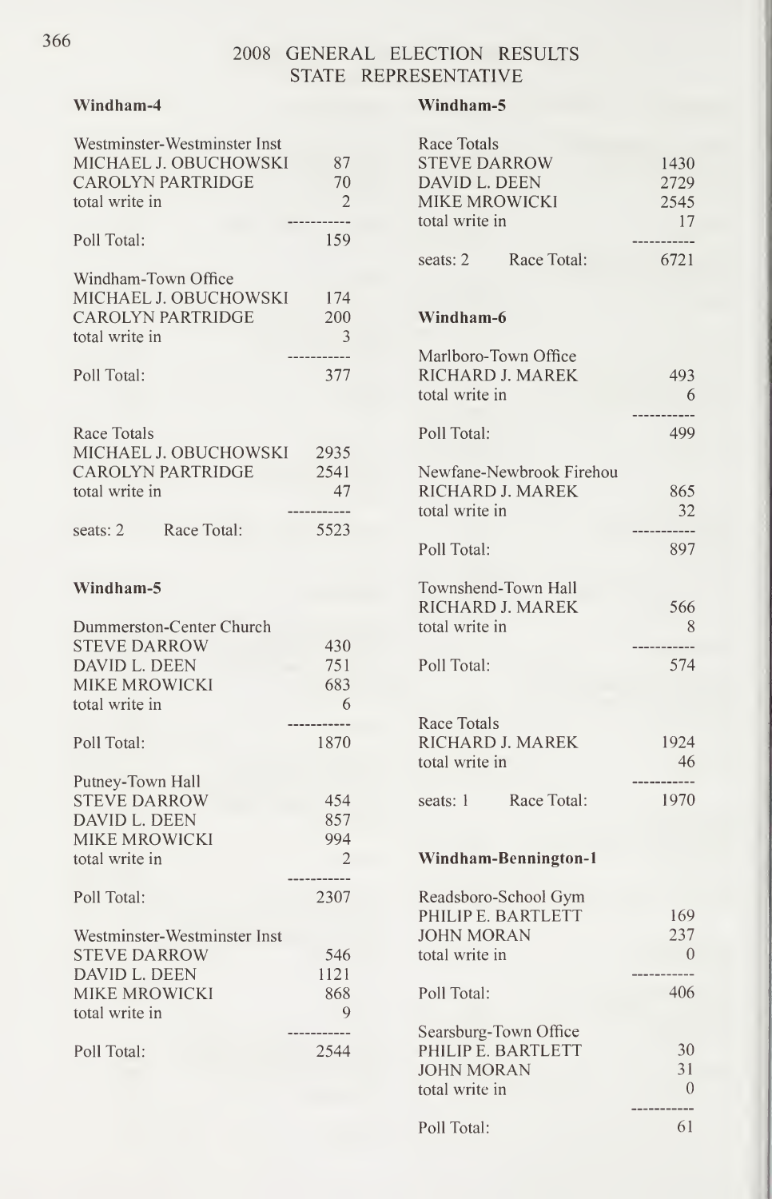# 2008 GENERAL ELECTION RESULTS
## STATE REPRESENTATIVE

### Windham-4

| Westminster-Westminster Inst | |
|---|---|
| MICHAEL J. OBUCHOWSKI | 87 |
| CAROLYN PARTRIDGE | 70 |
| total write in | 2 |
| Poll Total: | 159 |

| Windham-Town Office | |
|---|---|
| MICHAEL J. OBUCHOWSKI | 174 |
| CAROLYN PARTRIDGE | 200 |
| total write in | 3 |
| Poll Total: | 377 |

| Race Totals | |
|---|---|
| MICHAEL J. OBUCHOWSKI | 2935 |
| CAROLYN PARTRIDGE | 2541 |
| total write in | 47 |
| seats: 2 Race Total: | 5523 |

### Windham-5

| Dummerston-Center Church | |
|---|---|
| STEVE DARROW | 430 |
| DAVID L. DEEN | 751 |
| MIKE MROWICKI | 683 |
| total write in | 6 |
| Poll Total: | 1870 |

| Putney-Town Hall | |
|---|---|
| STEVE DARROW | 454 |
| DAVID L. DEEN | 857 |
| MIKE MROWICKI | 994 |
| total write in | 2 |
| Poll Total: | 2307 |

| Westminster-Westminster Inst | |
|---|---|
| STEVE DARROW | 546 |
| DAVID L. DEEN | 1121 |
| MIKE MROWICKI | 868 |
| total write in | 9 |
| Poll Total: | 2544 |

### Windham-5

| Race Totals | |
|---|---|
| STEVE DARROW | 1430 |
| DAVID L. DEEN | 2729 |
| MIKE MROWICKI | 2545 |
| total write in | 17 |
| seats: 2 Race Total: | 6721 |

### Windham-6

| Marlboro-Town Office | |
|---|---|
| RICHARD J. MAREK | 493 |
| total write in | 6 |
| Poll Total: | 499 |

| Newfane-Newbrook Firehou | |
|---|---|
| RICHARD J. MAREK | 865 |
| total write in | 32 |
| Poll Total: | 897 |

| Townshend-Town Hall | |
|---|---|
| RICHARD J. MAREK | 566 |
| total write in | 8 |
| Poll Total: | 574 |

| Race Totals | |
|---|---|
| RICHARD J. MAREK | 1924 |
| total write in | 46 |
| seats: 1 Race Total: | 1970 |

### Windham-Bennington-1

| Readsboro-School Gym | |
|---|---|
| PHILIP E. BARTLETT | 169 |
| JOHN MORAN | 237 |
| total write in | 0 |
| Poll Total: | 406 |

| Searsburg-Town Office | |
|---|---|
| PHILIP E. BARTLETT | 30 |
| JOHN MORAN | 31 |
| total write in | 0 |
| Poll Total: | 61 |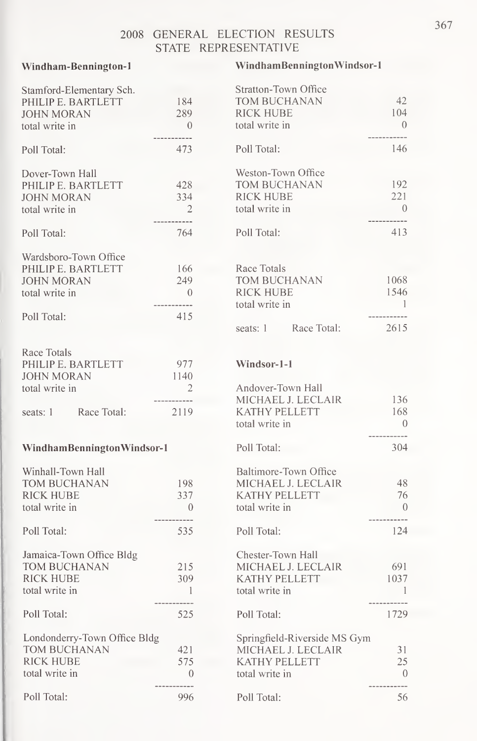# 2008 GENERAL ELECTION RESULTS
## STATE REPRESENTATIVE

### Windham-Bennington-1

| Stamford-Elementary Sch. | |
|---|---|
| PHILIP E. BARTLETT | 184 |
| JOHN MORAN | 289 |
| total write in | 0 |
| Poll Total: | 473 |

| Dover-Town Hall | |
|---|---|
| PHILIP E. BARTLETT | 428 |
| JOHN MORAN | 334 |
| total write in | 2 |
| Poll Total: | 764 |

| Wardsboro-Town Office | |
|---|---|
| PHILIP E. BARTLETT | 166 |
| JOHN MORAN | 249 |
| total write in | 0 |
| Poll Total: | 415 |

| Race Totals | |
|---|---|
| PHILIP E. BARTLETT | 977 |
| JOHN MORAN | 1140 |
| total write in | 2 |
| seats: 1 Race Total: | 2119 |

### WindhamBenningtonWindsor-1

| Winhall-Town Hall | |
|---|---|
| TOM BUCHANAN | 198 |
| RICK HUBE | 337 |
| total write in | 0 |
| Poll Total: | 535 |

| Jamaica-Town Office Bldg | |
|---|---|
| TOM BUCHANAN | 215 |
| RICK HUBE | 309 |
| total write in | 1 |
| Poll Total: | 525 |

| Londonderry-Town Office Bldg | |
|---|---|
| TOM BUCHANAN | 421 |
| RICK HUBE | 575 |
| total write in | 0 |
| Poll Total: | 996 |

### WindhamBenningtonWindsor-1

| Stratton-Town Office | |
|---|---|
| TOM BUCHANAN | 42 |
| RICK HUBE | 104 |
| total write in | 0 |
| Poll Total: | 146 |

| Weston-Town Office | |
|---|---|
| TOM BUCHANAN | 192 |
| RICK HUBE | 221 |
| total write in | 0 |
| Poll Total: | 413 |

| Race Totals | |
|---|---|
| TOM BUCHANAN | 1068 |
| RICK HUBE | 1546 |
| total write in | 1 |
| seats: 1 Race Total: | 2615 |

### Windsor-1-1

| Andover-Town Hall | |
|---|---|
| MICHAEL J. LECLAIR | 136 |
| KATHY PELLETT | 168 |
| total write in | 0 |
| Poll Total: | 304 |

| Baltimore-Town Office | |
|---|---|
| MICHAEL J. LECLAIR | 48 |
| KATHY PELLETT | 76 |
| total write in | 0 |
| Poll Total: | 124 |

| Chester-Town Hall | |
|---|---|
| MICHAEL J. LECLAIR | 691 |
| KATHY PELLETT | 1037 |
| total write in | 1 |
| Poll Total: | 1729 |

| Springfield-Riverside MS Gym | |
|---|---|
| MICHAEL J. LECLAIR | 31 |
| KATHY PELLETT | 25 |
| total write in | 0 |
| Poll Total: | 56 |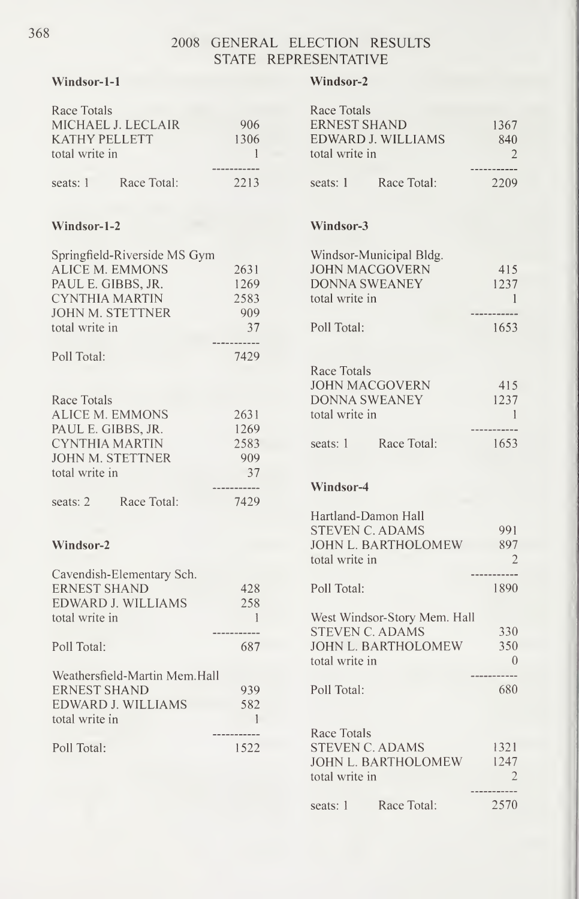# 2008 GENERAL ELECTION RESULTS
## STATE REPRESENTATIVE

### Windsor-1-1

| Race Totals | |
|---|---|
| MICHAEL J. LECLAIR | 906 |
| KATHY PELLETT | 1306 |
| total write in | 1 |
| seats: 1 Race Total: | 2213 |

### Windsor-1-2

| Springfield-Riverside MS Gym | |
|---|---|
| ALICE M. EMMONS | 2631 |
| PAUL E. GIBBS, JR. | 1269 |
| CYNTHIA MARTIN | 2583 |
| JOHN M. STETTNER | 909 |
| total write in | 37 |
| Poll Total: | 7429 |

| Race Totals | |
|---|---|
| ALICE M. EMMONS | 2631 |
| PAUL E. GIBBS, JR. | 1269 |
| CYNTHIA MARTIN | 2583 |
| JOHN M. STETTNER | 909 |
| total write in | 37 |
| seats: 2 Race Total: | 7429 |

### Windsor-2

| Cavendish-Elementary Sch. | |
|---|---|
| ERNEST SHAND | 428 |
| EDWARD J. WILLIAMS | 258 |
| total write in | 1 |
| Poll Total: | 687 |

| Weathersfield-Martin Mem.Hall | |
|---|---|
| ERNEST SHAND | 939 |
| EDWARD J. WILLIAMS | 582 |
| total write in | 1 |
| Poll Total: | 1522 |

### Windsor-2

| Race Totals | |
|---|---|
| ERNEST SHAND | 1367 |
| EDWARD J. WILLIAMS | 840 |
| total write in | 2 |
| seats: 1 Race Total: | 2209 |

### Windsor-3

| Windsor-Municipal Bldg. | |
|---|---|
| JOHN MACGOVERN | 415 |
| DONNA SWEANEY | 1237 |
| total write in | 1 |
| Poll Total: | 1653 |

| Race Totals | |
|---|---|
| JOHN MACGOVERN | 415 |
| DONNA SWEANEY | 1237 |
| total write in | 1 |
| seats: 1 Race Total: | 1653 |

### Windsor-4

| Hartland-Damon Hall | |
|---|---|
| STEVEN C. ADAMS | 991 |
| JOHN L. BARTHOLOMEW | 897 |
| total write in | 2 |
| Poll Total: | 1890 |

| West Windsor-Story Mem. Hall | |
|---|---|
| STEVEN C. ADAMS | 330 |
| JOHN L. BARTHOLOMEW | 350 |
| total write in | 0 |
| Poll Total: | 680 |

| Race Totals | |
|---|---|
| STEVEN C. ADAMS | 1321 |
| JOHN L. BARTHOLOMEW | 1247 |
| total write in | 2 |
| seats: 1 Race Total: | 2570 |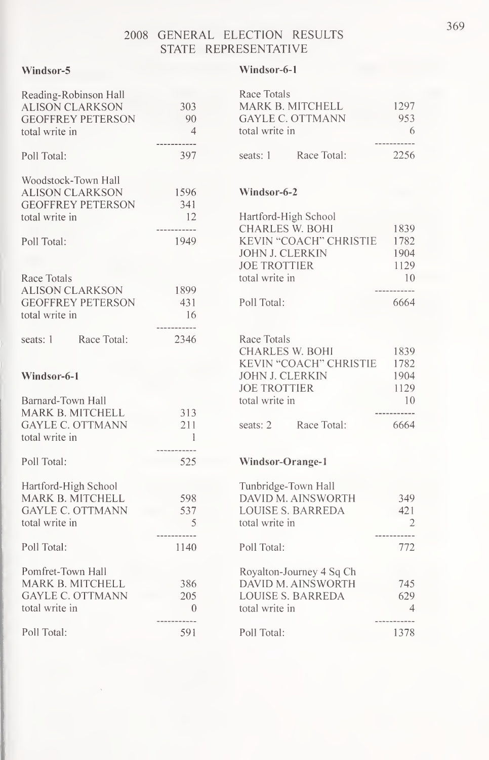# 2008 GENERAL ELECTION RESULTS
## STATE REPRESENTATIVE

### Windsor-5

| Reading-Robinson Hall | |
|---|---|
| ALISON CLARKSON | 303 |
| GEOFFREY PETERSON | 90 |
| total write in | 4 |
| Poll Total: | 397 |

| Woodstock-Town Hall | |
|---|---|
| ALISON CLARKSON | 1596 |
| GEOFFREY PETERSON | 341 |
| total write in | 12 |
| Poll Total: | 1949 |

| Race Totals | |
|---|---|
| ALISON CLARKSON | 1899 |
| GEOFFREY PETERSON | 431 |
| total write in | 16 |
| seats: 1 Race Total: | 2346 |

### Windsor-6-1

| Barnard-Town Hall | |
|---|---|
| MARK B. MITCHELL | 313 |
| GAYLE C. OTTMANN | 211 |
| total write in | 1 |
| Poll Total: | 525 |

| Hartford-High School | |
|---|---|
| MARK B. MITCHELL | 598 |
| GAYLE C. OTTMANN | 537 |
| total write in | 5 |
| Poll Total: | 1140 |

| Pomfret-Town Hall | |
|---|---|
| MARK B. MITCHELL | 386 |
| GAYLE C. OTTMANN | 205 |
| total write in | 0 |
| Poll Total: | 591 |

### Windsor-6-1

| Race Totals | |
|---|---|
| MARK B. MITCHELL | 1297 |
| GAYLE C. OTTMANN | 953 |
| total write in | 6 |
| seats: 1 Race Total: | 2256 |

### Windsor-6-2

| Hartford-High School | |
|---|---|
| CHARLES W. BOHI | 1839 |
| KEVIN "COACH" CHRISTIE | 1782 |
| JOHN J. CLERKIN | 1904 |
| JOE TROTTIER | 1129 |
| total write in | 10 |
| Poll Total: | 6664 |

| Race Totals | |
|---|---|
| CHARLES W. BOHI | 1839 |
| KEVIN "COACH" CHRISTIE | 1782 |
| JOHN J. CLERKIN | 1904 |
| JOE TROTTIER | 1129 |
| total write in | 10 |
| seats: 2 Race Total: | 6664 |

### Windsor-Orange-1

| Tunbridge-Town Hall | |
|---|---|
| DAVID M. AINSWORTH | 349 |
| LOUISE S. BARREDA | 421 |
| total write in | 2 |
| Poll Total: | 772 |

| Royalton-Journey 4 Sq Ch | |
|---|---|
| DAVID M. AINSWORTH | 745 |
| LOUISE S. BARREDA | 629 |
| total write in | 4 |
| Poll Total: | 1378 |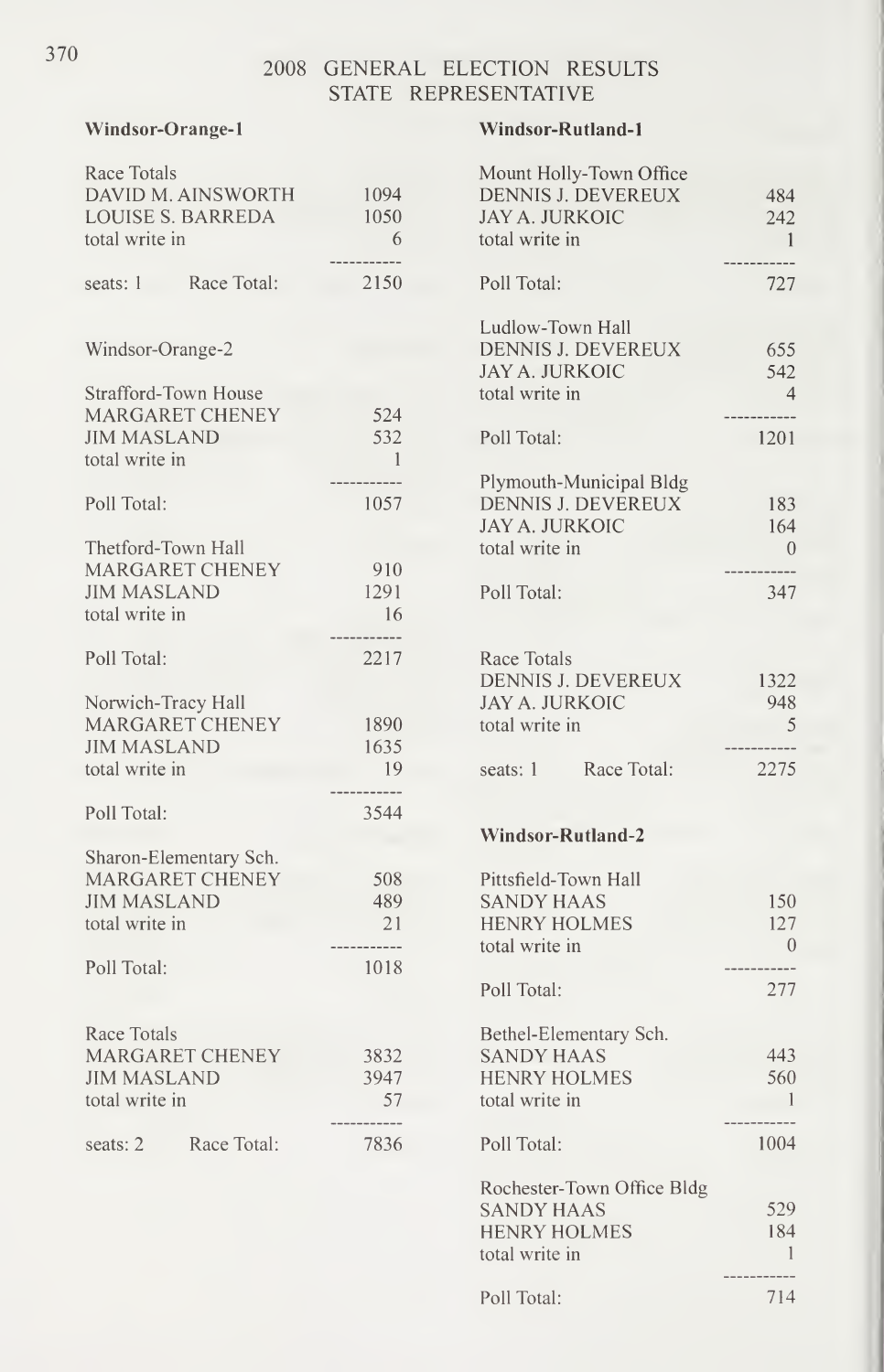# 2008 GENERAL ELECTION RESULTS
## STATE REPRESENTATIVE

### Windsor-Orange-1

| Race Totals | |
|---|---|
| DAVID M. AINSWORTH | 1094 |
| LOUISE S. BARREDA | 1050 |
| total write in | 6 |
| seats: 1 Race Total: | 2150 |

### Windsor-Orange-2

| Strafford-Town House | |
|---|---|
| MARGARET CHENEY | 524 |
| JIM MASLAND | 532 |
| total write in | 1 |
| Poll Total: | 1057 |

| Thetford-Town Hall | |
|---|---|
| MARGARET CHENEY | 910 |
| JIM MASLAND | 1291 |
| total write in | 16 |
| Poll Total: | 2217 |

| Norwich-Tracy Hall | |
|---|---|
| MARGARET CHENEY | 1890 |
| JIM MASLAND | 1635 |
| total write in | 19 |
| Poll Total: | 3544 |

| Sharon-Elementary Sch. | |
|---|---|
| MARGARET CHENEY | 508 |
| JIM MASLAND | 489 |
| total write in | 21 |
| Poll Total: | 1018 |

| Race Totals | |
|---|---|
| MARGARET CHENEY | 3832 |
| JIM MASLAND | 3947 |
| total write in | 57 |
| seats: 2 Race Total: | 7836 |

### Windsor-Rutland-1

| Mount Holly-Town Office | |
|---|---|
| DENNIS J. DEVEREUX | 484 |
| JAY A. JURKOIC | 242 |
| total write in | 1 |
| Poll Total: | 727 |

| Ludlow-Town Hall | |
|---|---|
| DENNIS J. DEVEREUX | 655 |
| JAY A. JURKOIC | 542 |
| total write in | 4 |
| Poll Total: | 1201 |

| Plymouth-Municipal Bldg | |
|---|---|
| DENNIS J. DEVEREUX | 183 |
| JAY A. JURKOIC | 164 |
| total write in | 0 |
| Poll Total: | 347 |

| Race Totals | |
|---|---|
| DENNIS J. DEVEREUX | 1322 |
| JAY A. JURKOIC | 948 |
| total write in | 5 |
| seats: 1 Race Total: | 2275 |

### Windsor-Rutland-2

| Pittsfield-Town Hall | |
|---|---|
| SANDY HAAS | 150 |
| HENRY HOLMES | 127 |
| total write in | 0 |
| Poll Total: | 277 |

| Bethel-Elementary Sch. | |
|---|---|
| SANDY HAAS | 443 |
| HENRY HOLMES | 560 |
| total write in | 1 |
| Poll Total: | 1004 |

| Rochester-Town Office Bldg | |
|---|---|
| SANDY HAAS | 529 |
| HENRY HOLMES | 184 |
| total write in | 1 |
| Poll Total: | 714 |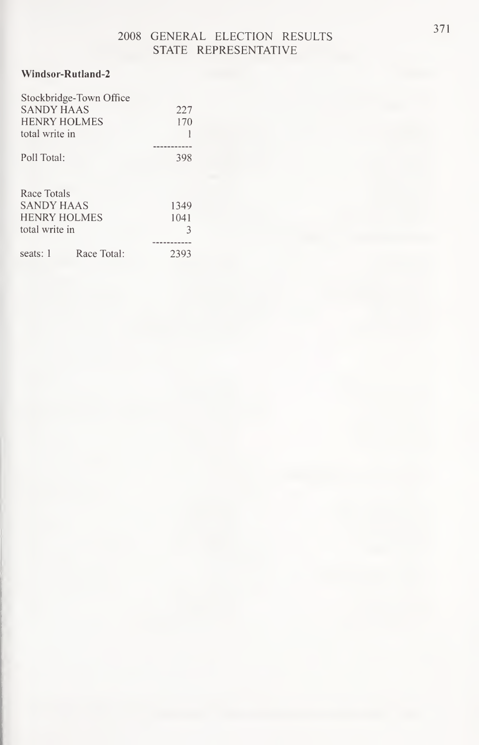## 2008 GENERAL ELECTION RESULTS
## STATE REPRESENTATIVE

**Windsor-Rutland-2**

| Stockbridge-Town Office | |
|---|---|
| SANDY HAAS | 227 |
| HENRY HOLMES | 170 |
| total write in | 1 |
| | ----------- |
| Poll Total: | 398 |

| Race Totals | |
|---|---|
| SANDY HAAS | 1349 |
| HENRY HOLMES | 1041 |
| total write in | 3 |
| | ----------- |
| seats: 1 Race Total: | 2393 |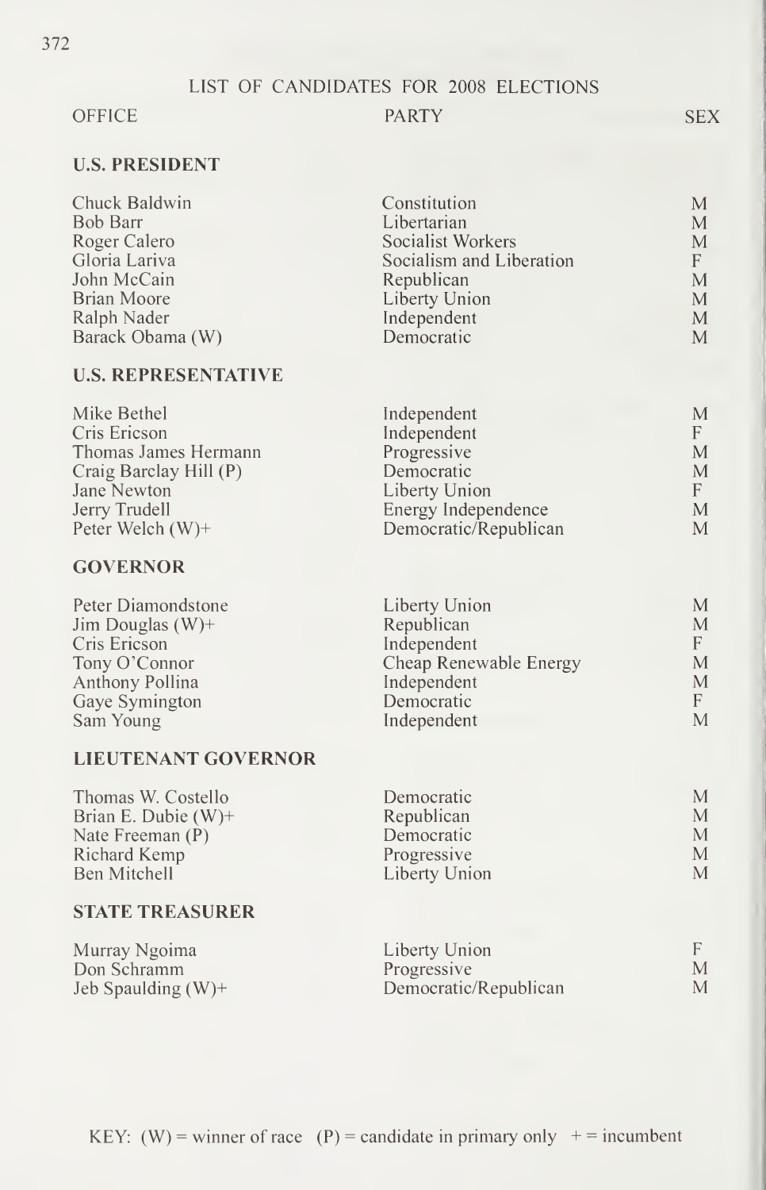# LIST OF CANDIDATES FOR 2008 ELECTIONS

| OFFICE | PARTY | SEX |
|---|---|---|
| **U.S. PRESIDENT** | | |
| Chuck Baldwin | Constitution | M |
| Bob Barr | Libertarian | M |
| Roger Calero | Socialist Workers | M |
| Gloria Lariva | Socialism and Liberation | F |
| John McCain | Republican | M |
| Brian Moore | Liberty Union | M |
| Ralph Nader | Independent | M |
| Barack Obama (W) | Democratic | M |
| **U.S. REPRESENTATIVE** | | |
| Mike Bethel | Independent | M |
| Cris Ericson | Independent | F |
| Thomas James Hermann | Progressive | M |
| Craig Barclay Hill (P) | Democratic | M |
| Jane Newton | Liberty Union | F |
| Jerry Trudell | Energy Independence | M |
| Peter Welch (W)+ | Democratic/Republican | M |
| **GOVERNOR** | | |
| Peter Diamondstone | Liberty Union | M |
| Jim Douglas (W)+ | Republican | M |
| Cris Ericson | Independent | F |
| Tony O'Connor | Cheap Renewable Energy | M |
| Anthony Pollina | Independent | M |
| Gaye Symington | Democratic | F |
| Sam Young | Independent | M |
| **LIEUTENANT GOVERNOR** | | |
| Thomas W. Costello | Democratic | M |
| Brian E. Dubie (W)+ | Republican | M |
| Nate Freeman (P) | Democratic | M |
| Richard Kemp | Progressive | M |
| Ben Mitchell | Liberty Union | M |
| **STATE TREASURER** | | |
| Murray Ngoima | Liberty Union | F |
| Don Schramm | Progressive | M |
| Jeb Spaulding (W)+ | Democratic/Republican | M |

KEY: (W) = winner of race (P) = candidate in primary only + = incumbent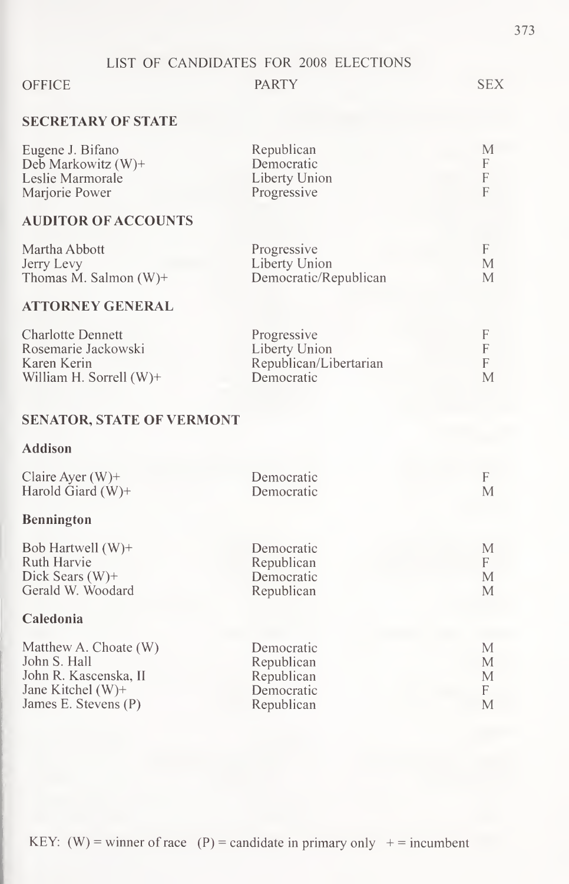# LIST OF CANDIDATES FOR 2008 ELECTIONS

| OFFICE | PARTY | SEX |
|---|---|---|
| **SECRETARY OF STATE** | | |
| Eugene J. Bifano | Republican | M |
| Deb Markowitz (W)+ | Democratic | F |
| Leslie Marmorale | Liberty Union | F |
| Marjorie Power | Progressive | F |
| **AUDITOR OF ACCOUNTS** | | |
| Martha Abbott | Progressive | F |
| Jerry Levy | Liberty Union | M |
| Thomas M. Salmon (W)+ | Democratic/Republican | M |
| **ATTORNEY GENERAL** | | |
| Charlotte Dennett | Progressive | F |
| Rosemarie Jackowski | Liberty Union | F |
| Karen Kerin | Republican/Libertarian | F |
| William H. Sorrell (W)+ | Democratic | M |
| **SENATOR, STATE OF VERMONT** | | |
| **Addison** | | |
| Claire Ayer (W)+ | Democratic | F |
| Harold Giard (W)+ | Democratic | M |
| **Bennington** | | |
| Bob Hartwell (W)+ | Democratic | M |
| Ruth Harvie | Republican | F |
| Dick Sears (W)+ | Democratic | M |
| Gerald W. Woodard | Republican | M |
| **Caledonia** | | |
| Matthew A. Choate (W) | Democratic | M |
| John S. Hall | Republican | M |
| John R. Kascenska, II | Republican | M |
| Jane Kitchel (W)+ | Democratic | F |
| James E. Stevens (P) | Republican | M |

KEY: (W) = winner of race (P) = candidate in primary only + = incumbent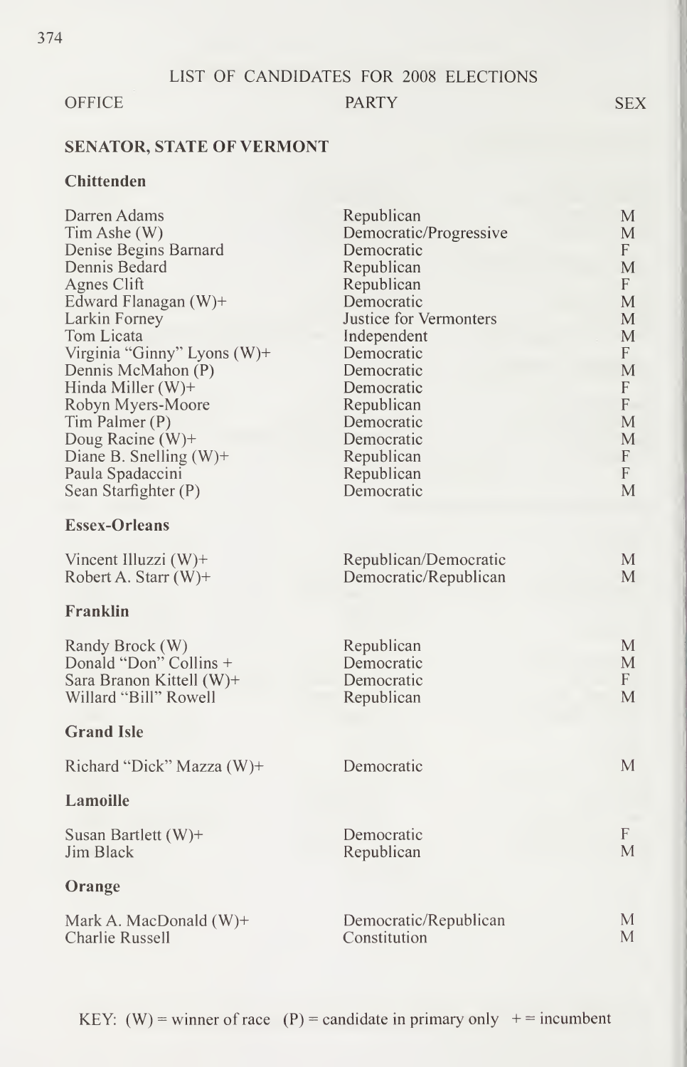## LIST OF CANDIDATES FOR 2008 ELECTIONS

| OFFICE | PARTY | SEX |
|---|---|---|
| **SENATOR, STATE OF VERMONT** | | |
| **Chittenden** | | |
| Darren Adams | Republican | M |
| Tim Ashe (W) | Democratic/Progressive | M |
| Denise Begins Barnard | Democratic | F |
| Dennis Bedard | Republican | M |
| Agnes Clift | Republican | F |
| Edward Flanagan (W)+ | Democratic | M |
| Larkin Forney | Justice for Vermonters | M |
| Tom Licata | Independent | M |
| Virginia "Ginny" Lyons (W)+ | Democratic | F |
| Dennis McMahon (P) | Democratic | M |
| Hinda Miller (W)+ | Democratic | F |
| Robyn Myers-Moore | Republican | F |
| Tim Palmer (P) | Democratic | M |
| Doug Racine (W)+ | Democratic | M |
| Diane B. Snelling (W)+ | Republican | F |
| Paula Spadaccini | Republican | F |
| Sean Starfighter (P) | Democratic | M |
| **Essex-Orleans** | | |
| Vincent Illuzzi (W)+ | Republican/Democratic | M |
| Robert A. Starr (W)+ | Democratic/Republican | M |
| **Franklin** | | |
| Randy Brock (W) | Republican | M |
| Donald "Don" Collins + | Democratic | M |
| Sara Branon Kittell (W)+ | Democratic | F |
| Willard "Bill" Rowell | Republican | M |
| **Grand Isle** | | |
| Richard "Dick" Mazza (W)+ | Democratic | M |
| **Lamoille** | | |
| Susan Bartlett (W)+ | Democratic | F |
| Jim Black | Republican | M |
| **Orange** | | |
| Mark A. MacDonald (W)+ | Democratic/Republican | M |
| Charlie Russell | Constitution | M |

KEY: (W) = winner of race (P) = candidate in primary only + = incumbent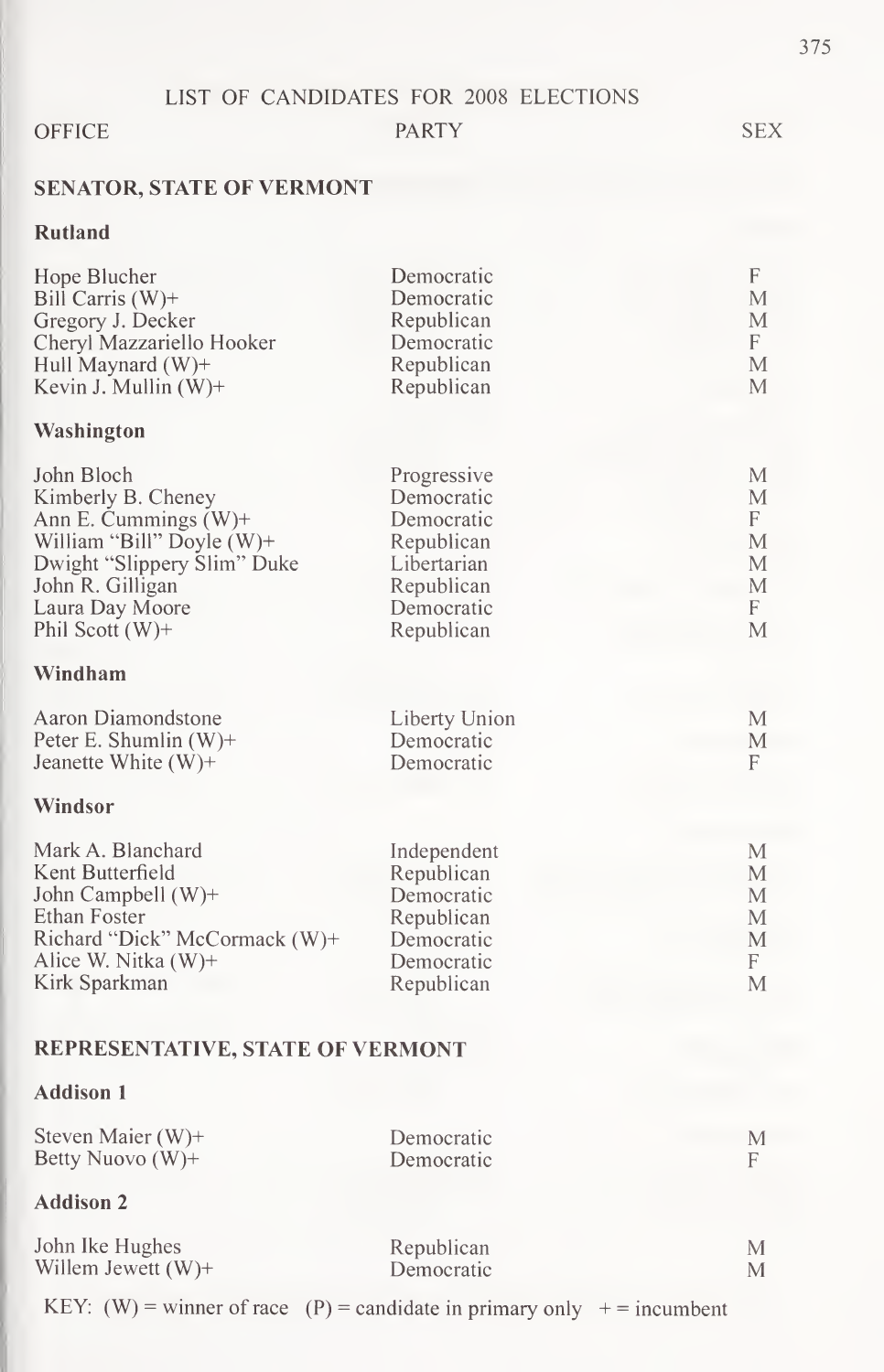## LIST OF CANDIDATES FOR 2008 ELECTIONS

| OFFICE | PARTY | SEX |
|---|---|---|
| **SENATOR, STATE OF VERMONT** | | |
| **Rutland** | | |
| Hope Blucher | Democratic | F |
| Bill Carris (W)+ | Democratic | M |
| Gregory J. Decker | Republican | M |
| Cheryl Mazzariello Hooker | Democratic | F |
| Hull Maynard (W)+ | Republican | M |
| Kevin J. Mullin (W)+ | Republican | M |
| **Washington** | | |
| John Bloch | Progressive | M |
| Kimberly B. Cheney | Democratic | M |
| Ann E. Cummings (W)+ | Democratic | F |
| William "Bill" Doyle (W)+ | Republican | M |
| Dwight "Slippery Slim" Duke | Libertarian | M |
| John R. Gilligan | Republican | M |
| Laura Day Moore | Democratic | F |
| Phil Scott (W)+ | Republican | M |
| **Windham** | | |
| Aaron Diamondstone | Liberty Union | M |
| Peter E. Shumlin (W)+ | Democratic | M |
| Jeanette White (W)+ | Democratic | F |
| **Windsor** | | |
| Mark A. Blanchard | Independent | M |
| Kent Butterfield | Republican | M |
| John Campbell (W)+ | Democratic | M |
| Ethan Foster | Republican | M |
| Richard "Dick" McCormack (W)+ | Democratic | M |
| Alice W. Nitka (W)+ | Democratic | F |
| Kirk Sparkman | Republican | M |
| **REPRESENTATIVE, STATE OF VERMONT** | | |
| **Addison 1** | | |
| Steven Maier (W)+ | Democratic | M |
| Betty Nuovo (W)+ | Democratic | F |
| **Addison 2** | | |
| John Ike Hughes | Republican | M |
| Willem Jewett (W)+ | Democratic | M |

KEY: (W) = winner of race (P) = candidate in primary only + = incumbent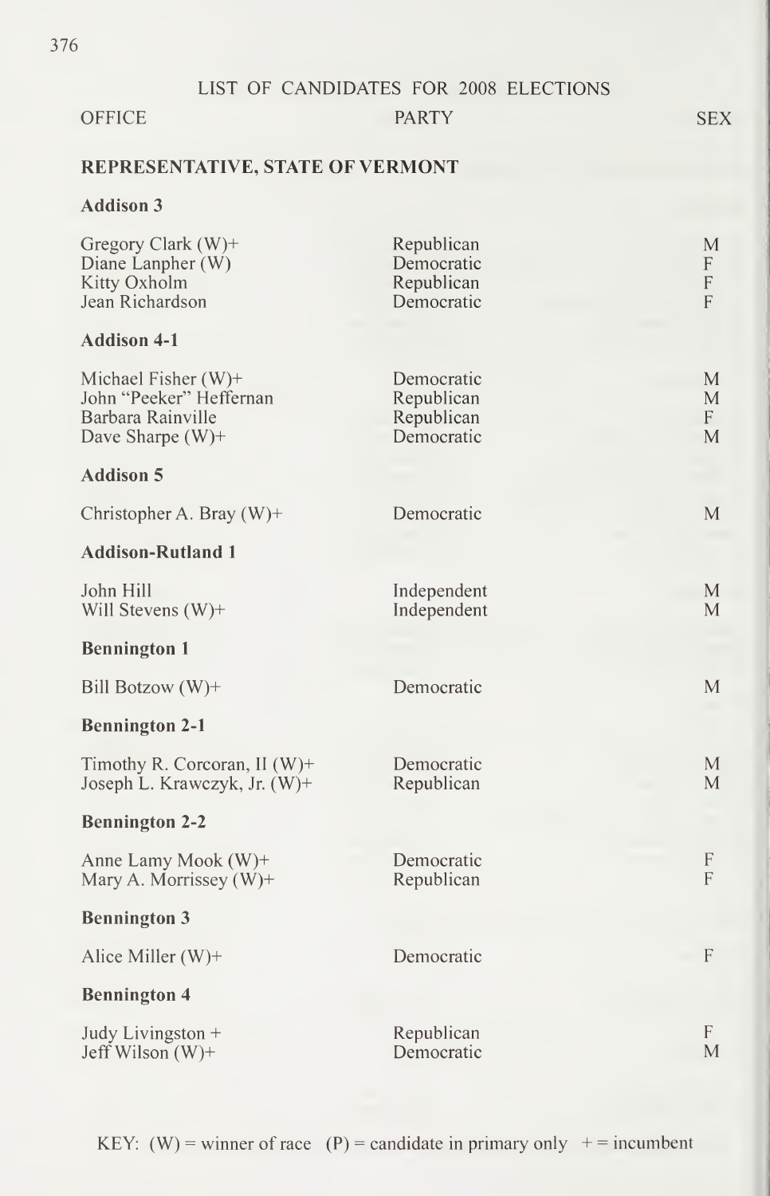## LIST OF CANDIDATES FOR 2008 ELECTIONS

| OFFICE | PARTY | SEX |
|---|---|---|
| **REPRESENTATIVE, STATE OF VERMONT** | | |
| **Addison 3** | | |
| Gregory Clark (W)+ | Republican | M |
| Diane Lanpher (W) | Democratic | F |
| Kitty Oxholm | Republican | F |
| Jean Richardson | Democratic | F |
| **Addison 4-1** | | |
| Michael Fisher (W)+ | Democratic | M |
| John "Peeker" Heffernan | Republican | M |
| Barbara Rainville | Republican | F |
| Dave Sharpe (W)+ | Democratic | M |
| **Addison 5** | | |
| Christopher A. Bray (W)+ | Democratic | M |
| **Addison-Rutland 1** | | |
| John Hill | Independent | M |
| Will Stevens (W)+ | Independent | M |
| **Bennington 1** | | |
| Bill Botzow (W)+ | Democratic | M |
| **Bennington 2-1** | | |
| Timothy R. Corcoran, II (W)+ | Democratic | M |
| Joseph L. Krawczyk, Jr. (W)+ | Republican | M |
| **Bennington 2-2** | | |
| Anne Lamy Mook (W)+ | Democratic | F |
| Mary A. Morrissey (W)+ | Republican | F |
| **Bennington 3** | | |
| Alice Miller (W)+ | Democratic | F |
| **Bennington 4** | | |
| Judy Livingston + | Republican | F |
| Jeff Wilson (W)+ | Democratic | M |

KEY: (W) = winner of race (P) = candidate in primary only + = incumbent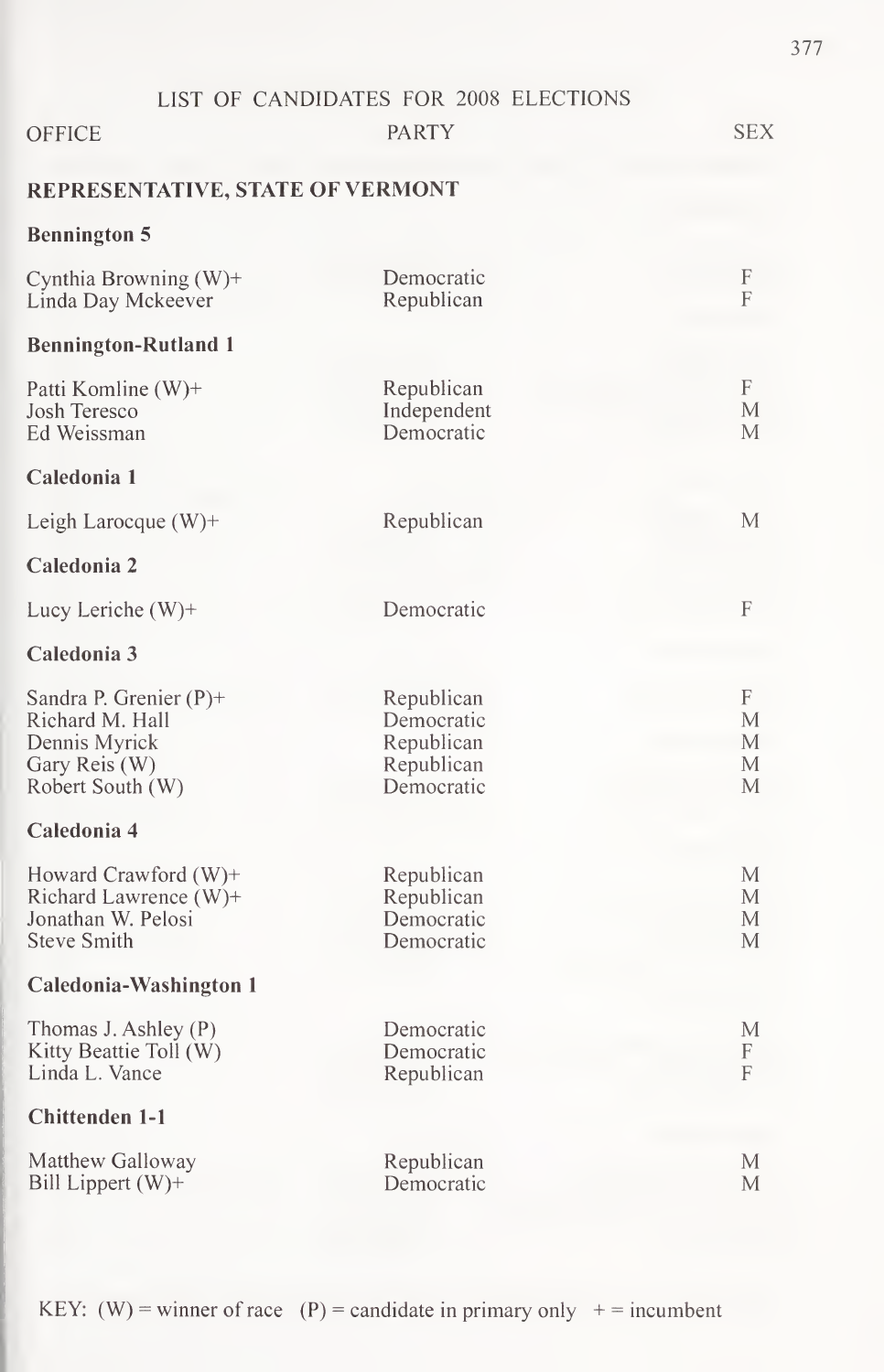LIST OF CANDIDATES FOR 2008 ELECTIONS

| OFFICE | PARTY | SEX |
|---|---|---|
| **REPRESENTATIVE, STATE OF VERMONT** | | |
| **Bennington 5** | | |
| Cynthia Browning (W)+ | Democratic | F |
| Linda Day Mckeever | Republican | F |
| **Bennington-Rutland 1** | | |
| Patti Komline (W)+ | Republican | F |
| Josh Teresco | Independent | M |
| Ed Weissman | Democratic | M |
| **Caledonia 1** | | |
| Leigh Larocque (W)+ | Republican | M |
| **Caledonia 2** | | |
| Lucy Leriche (W)+ | Democratic | F |
| **Caledonia 3** | | |
| Sandra P. Grenier (P)+ | Republican | F |
| Richard M. Hall | Democratic | M |
| Dennis Myrick | Republican | M |
| Gary Reis (W) | Republican | M |
| Robert South (W) | Democratic | M |
| **Caledonia 4** | | |
| Howard Crawford (W)+ | Republican | M |
| Richard Lawrence (W)+ | Republican | M |
| Jonathan W. Pelosi | Democratic | M |
| Steve Smith | Democratic | M |
| **Caledonia-Washington 1** | | |
| Thomas J. Ashley (P) | Democratic | M |
| Kitty Beattie Toll (W) | Democratic | F |
| Linda L. Vance | Republican | F |
| **Chittenden 1-1** | | |
| Matthew Galloway | Republican | M |
| Bill Lippert (W)+ | Democratic | M |

KEY: (W) = winner of race (P) = candidate in primary only + = incumbent